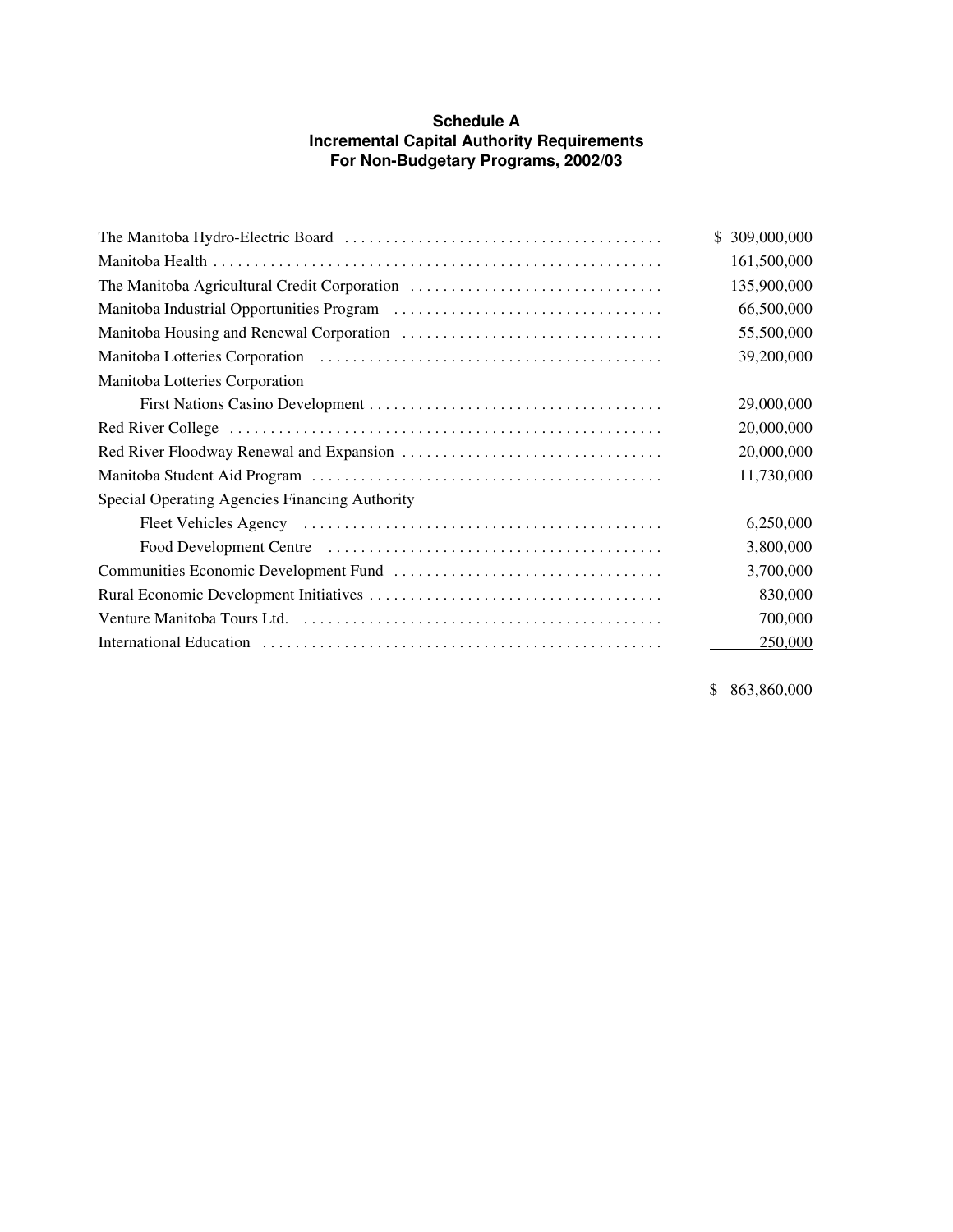**Schedule A**
**Incremental Capital Authority Requirements**
**For Non-Budgetary Programs, 2002/03**

| Program | Amount |
|---|---|
| The Manitoba Hydro-Electric Board | $ 309,000,000 |
| Manitoba Health | 161,500,000 |
| The Manitoba Agricultural Credit Corporation | 135,900,000 |
| Manitoba Industrial Opportunities Program | 66,500,000 |
| Manitoba Housing and Renewal Corporation | 55,500,000 |
| Manitoba Lotteries Corporation | 39,200,000 |
| Manitoba Lotteries Corporation | |
| First Nations Casino Development | 29,000,000 |
| Red River College | 20,000,000 |
| Red River Floodway Renewal and Expansion | 20,000,000 |
| Manitoba Student Aid Program | 11,730,000 |
| Special Operating Agencies Financing Authority | |
| Fleet Vehicles Agency | 6,250,000 |
| Food Development Centre | 3,800,000 |
| Communities Economic Development Fund | 3,700,000 |
| Rural Economic Development Initiatives | 830,000 |
| Venture Manitoba Tours Ltd. | 700,000 |
| International Education | 250,000 |
| | $ 863,860,000 |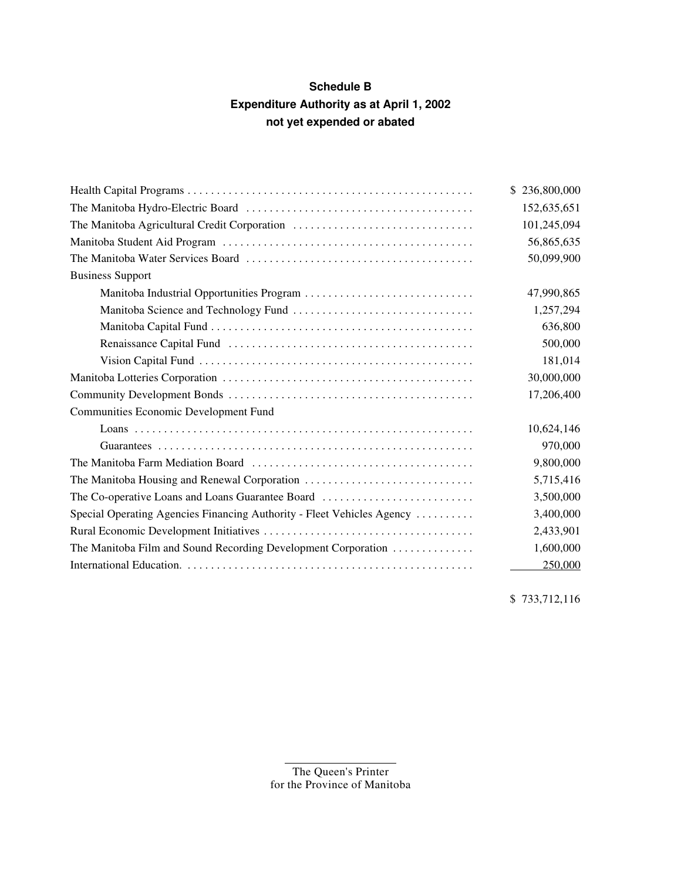**Schedule B**
**Expenditure Authority as at April 1, 2002**
**not yet expended or abated**

| | |
|---|---|
| Health Capital Programs | $ 236,800,000 |
| The Manitoba Hydro-Electric Board | 152,635,651 |
| The Manitoba Agricultural Credit Corporation | 101,245,094 |
| Manitoba Student Aid Program | 56,865,635 |
| The Manitoba Water Services Board | 50,099,900 |
| Business Support | |
| Manitoba Industrial Opportunities Program | 47,990,865 |
| Manitoba Science and Technology Fund | 1,257,294 |
| Manitoba Capital Fund | 636,800 |
| Renaissance Capital Fund | 500,000 |
| Vision Capital Fund | 181,014 |
| Manitoba Lotteries Corporation | 30,000,000 |
| Community Development Bonds | 17,206,400 |
| Communities Economic Development Fund | |
| Loans | 10,624,146 |
| Guarantees | 970,000 |
| The Manitoba Farm Mediation Board | 9,800,000 |
| The Manitoba Housing and Renewal Corporation | 5,715,416 |
| The Co-operative Loans and Loans Guarantee Board | 3,500,000 |
| Special Operating Agencies Financing Authority - Fleet Vehicles Agency | 3,400,000 |
| Rural Economic Development Initiatives | 2,433,901 |
| The Manitoba Film and Sound Recording Development Corporation | 1,600,000 |
| International Education. | 250,000 |
| | $ 733,712,116 |

The Queen's Printer
for the Province of Manitoba